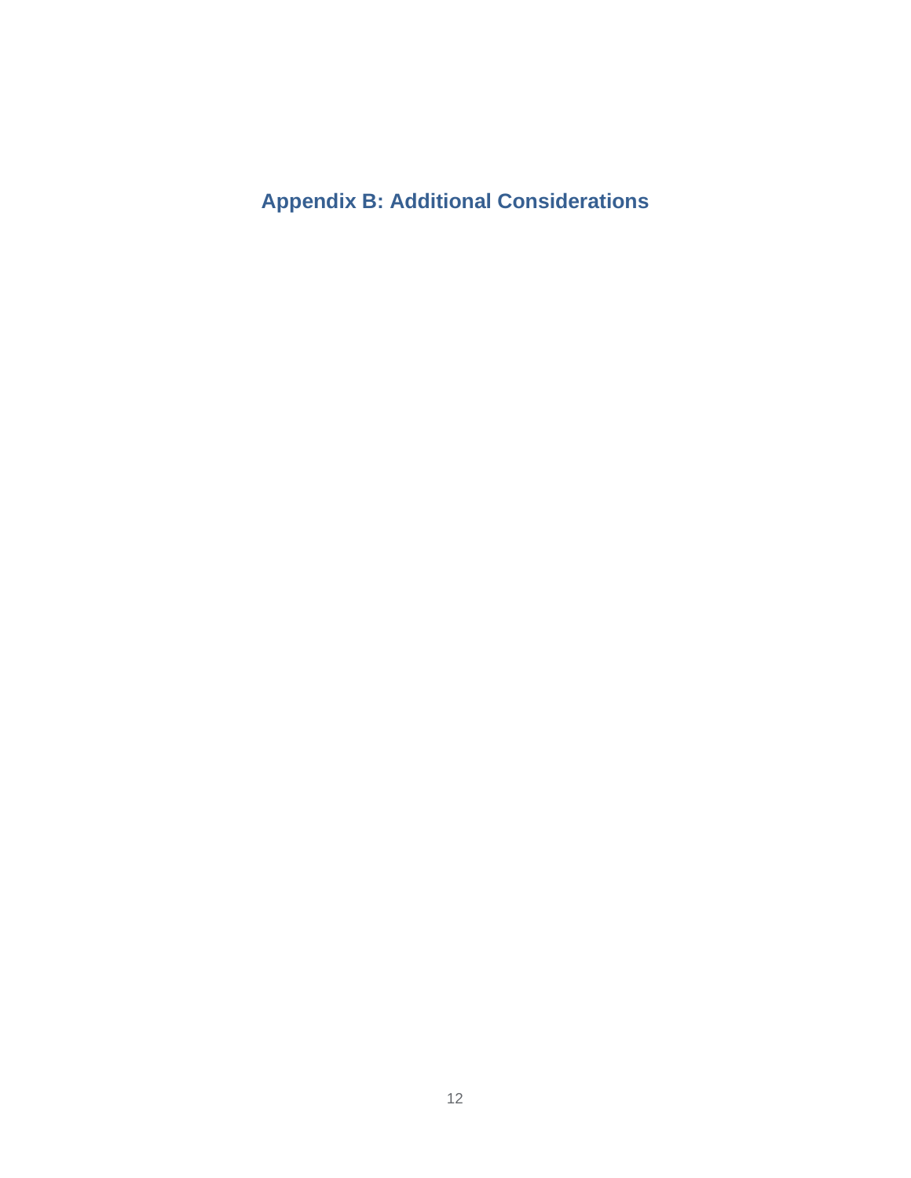# Appendix B: Additional Considerations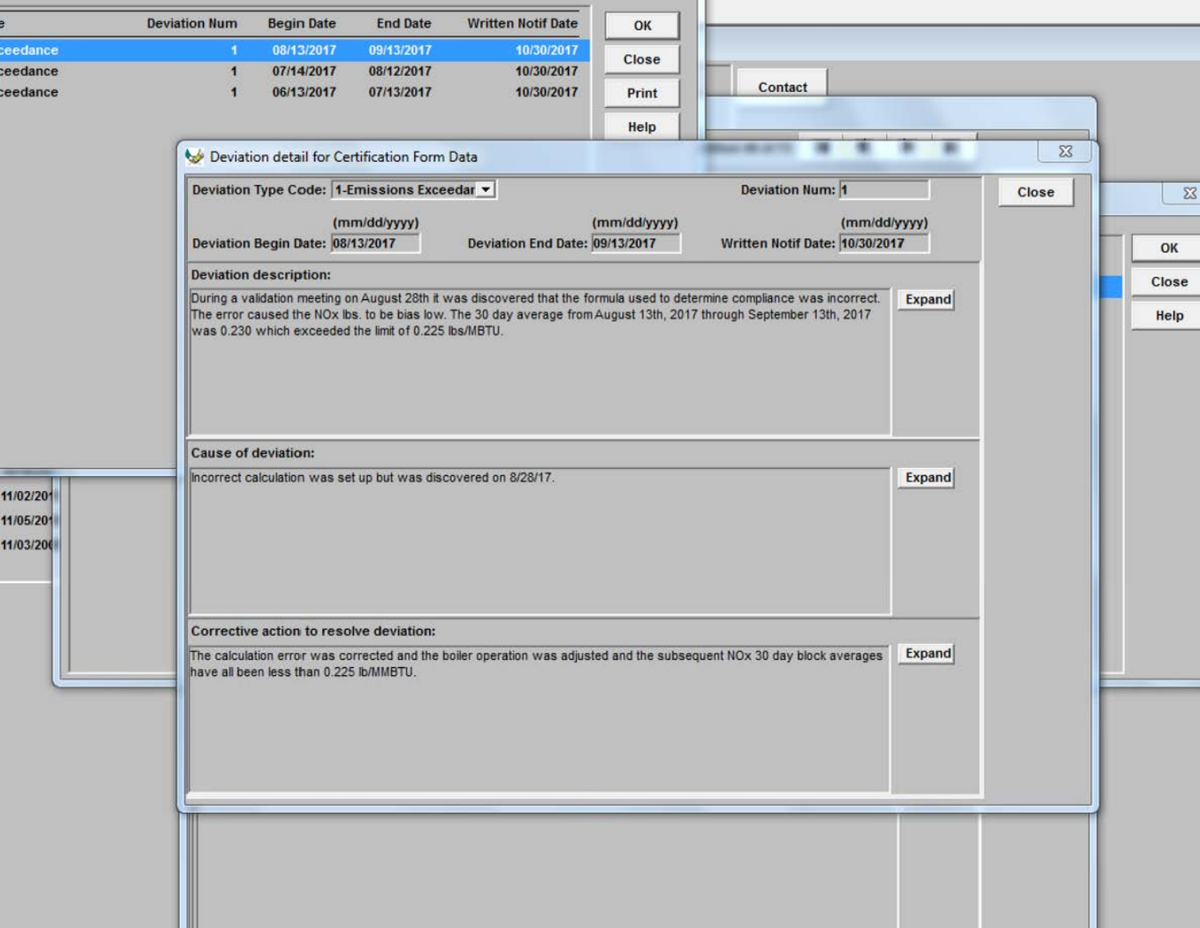| e | Deviation Num | Begin Date | End Date | Written Notif Date |
|---|---|---|---|---|
| ceedance | 1 | 08/13/2017 | 09/13/2017 | 10/30/2017 |
| ceedance | 1 | 07/14/2017 | 08/12/2017 | 10/30/2017 |
| ceedance | 1 | 06/13/2017 | 07/13/2017 | 10/30/2017 |

OK

Close

Print

Help

Contact

11/02/20

11/05/20

11/03/20

OK

Close

Help

## Deviation detail for Certification Form Data

Close

**Deviation Type Code:** 1-Emissions Exceedar

**Deviation Num:** 1

**Deviation Begin Date:** (mm/dd/yyyy) 08/13/2017

**Deviation End Date:** (mm/dd/yyyy) 09/13/2017

**Written Notif Date:** (mm/dd/yyyy) 10/30/2017

**Deviation description:**

During a validation meeting on August 28th it was discovered that the formula used to determine compliance was incorrect. The error caused the NOx lbs. to be bias low. The 30 day average from August 13th, 2017 through September 13th, 2017 was 0.230 which exceeded the limit of 0.225 lbs/MBTU.

Expand

**Cause of deviation:**

Incorrect calculation was set up but was discovered on 8/28/17.

Expand

**Corrective action to resolve deviation:**

The calculation error was corrected and the boiler operation was adjusted and the subsequent NOx 30 day block averages have all been less than 0.225 lb/MMBTU.

Expand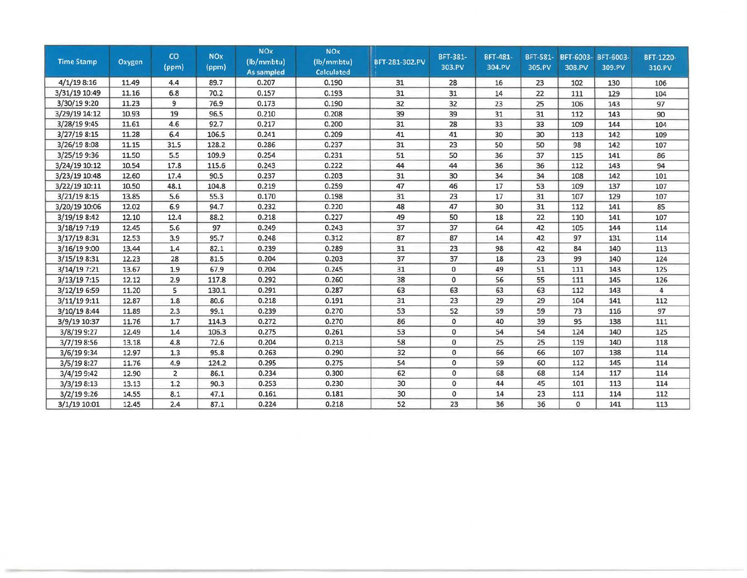| Time Stamp | Oxygen | CO (ppm) | NOx (ppm) | NOx (lb/mmbtu) As sampled | NOx (lb/mmbtu) Calculated | BFT-281-302.PV | BFT-381-303.PV | BFT-481-304.PV | BFT-581-305.PV | BFT-6003-308.PV | BFT-6003-309.PV | BFT-1220-310.PV |
|---|---|---|---|---|---|---|---|---|---|---|---|---|
| 4/1/19 8:16 | 11.49 | 4.4 | 89.7 | 0.207 | 0.190 | 31 | 28 | 16 | 23 | 102 | 130 | 106 |
| 3/31/19 10:49 | 11.16 | 6.8 | 70.2 | 0.157 | 0.193 | 31 | 31 | 14 | 22 | 111 | 129 | 104 |
| 3/30/19 9:20 | 11.23 | 9 | 76.9 | 0.173 | 0.190 | 32 | 32 | 23 | 25 | 106 | 143 | 97 |
| 3/29/19 14:12 | 10.93 | 19 | 96.5 | 0.210 | 0.208 | 39 | 39 | 31 | 31 | 112 | 143 | 90 |
| 3/28/19 9:45 | 11.61 | 4.6 | 92.7 | 0.217 | 0.200 | 31 | 28 | 33 | 33 | 109 | 144 | 104 |
| 3/27/19 8:15 | 11.28 | 6.4 | 106.5 | 0.241 | 0.209 | 41 | 41 | 30 | 30 | 113 | 142 | 109 |
| 3/26/19 8:08 | 11.15 | 31.5 | 128.2 | 0.286 | 0.237 | 31 | 23 | 50 | 50 | 98 | 142 | 107 |
| 3/25/19 9:36 | 11.50 | 5.5 | 109.9 | 0.254 | 0.231 | 51 | 50 | 36 | 37 | 115 | 141 | 86 |
| 3/24/19 10:12 | 10.54 | 17.8 | 115.6 | 0.243 | 0.222 | 44 | 44 | 36 | 36 | 112 | 143 | 94 |
| 3/23/19 10:48 | 12.60 | 17.4 | 90.5 | 0.237 | 0.203 | 31 | 30 | 34 | 34 | 108 | 142 | 101 |
| 3/22/19 10:11 | 10.50 | 48.1 | 104.8 | 0.219 | 0.259 | 47 | 46 | 17 | 53 | 109 | 137 | 107 |
| 3/21/19 8:15 | 13.85 | 5.6 | 55.3 | 0.170 | 0.198 | 31 | 23 | 17 | 31 | 107 | 129 | 107 |
| 3/20/19 10:06 | 12.02 | 6.9 | 94.7 | 0.232 | 0.220 | 48 | 47 | 30 | 31 | 112 | 141 | 85 |
| 3/19/19 8:42 | 12.10 | 12.4 | 88.2 | 0.218 | 0.227 | 49 | 50 | 18 | 22 | 110 | 141 | 107 |
| 3/18/19 7:19 | 12.45 | 5.6 | 97 | 0.249 | 0.243 | 37 | 37 | 64 | 42 | 105 | 144 | 114 |
| 3/17/19 8:31 | 12.53 | 3.9 | 95.7 | 0.248 | 0.312 | 87 | 87 | 14 | 42 | 97 | 131 | 114 |
| 3/16/19 9:00 | 13.44 | 1.4 | 82.1 | 0.239 | 0.289 | 31 | 23 | 98 | 42 | 84 | 140 | 113 |
| 3/15/19 8:31 | 12.23 | 28 | 81.5 | 0.204 | 0.203 | 37 | 37 | 18 | 23 | 99 | 140 | 124 |
| 3/14/19 7:21 | 13.67 | 1.9 | 67.9 | 0.204 | 0.245 | 31 | 0 | 49 | 51 | 111 | 143 | 125 |
| 3/13/19 7:15 | 12.12 | 2.9 | 117.8 | 0.292 | 0.260 | 38 | 0 | 56 | 55 | 111 | 145 | 126 |
| 3/12/19 6:59 | 11.20 | 5 | 130.1 | 0.291 | 0.287 | 63 | 63 | 63 | 63 | 112 | 143 | 4 |
| 3/11/19 9:11 | 12.87 | 1.8 | 80.6 | 0.218 | 0.191 | 31 | 23 | 29 | 29 | 104 | 141 | 112 |
| 3/10/19 8:44 | 11.89 | 2.3 | 99.1 | 0.239 | 0.270 | 53 | 52 | 59 | 59 | 73 | 116 | 97 |
| 3/9/19 10:37 | 11.76 | 1.7 | 114.3 | 0.272 | 0.270 | 86 | 0 | 40 | 39 | 95 | 138 | 111 |
| 3/8/19 9:27 | 12.49 | 1.4 | 106.3 | 0.275 | 0.261 | 53 | 0 | 54 | 54 | 124 | 140 | 125 |
| 3/7/19 8:56 | 13.18 | 4.8 | 72.6 | 0.204 | 0.213 | 58 | 0 | 25 | 25 | 119 | 140 | 118 |
| 3/6/19 9:34 | 12.97 | 1.3 | 95.8 | 0.263 | 0.290 | 32 | 0 | 66 | 66 | 107 | 138 | 114 |
| 3/5/19 8:27 | 11.76 | 4.9 | 124.2 | 0.295 | 0.275 | 54 | 0 | 59 | 60 | 112 | 145 | 114 |
| 3/4/19 9:42 | 12.90 | 2 | 86.1 | 0.234 | 0.300 | 62 | 0 | 68 | 68 | 114 | 117 | 114 |
| 3/3/19 8:13 | 13.13 | 1.2 | 90.3 | 0.253 | 0.230 | 30 | 0 | 44 | 45 | 101 | 113 | 114 |
| 3/2/19 9:26 | 14.55 | 8.1 | 47.1 | 0.161 | 0.181 | 30 | 0 | 14 | 23 | 111 | 114 | 112 |
| 3/1/19 10:01 | 12.45 | 2.4 | 87.1 | 0.224 | 0.218 | 52 | 23 | 36 | 36 | 0 | 141 | 113 |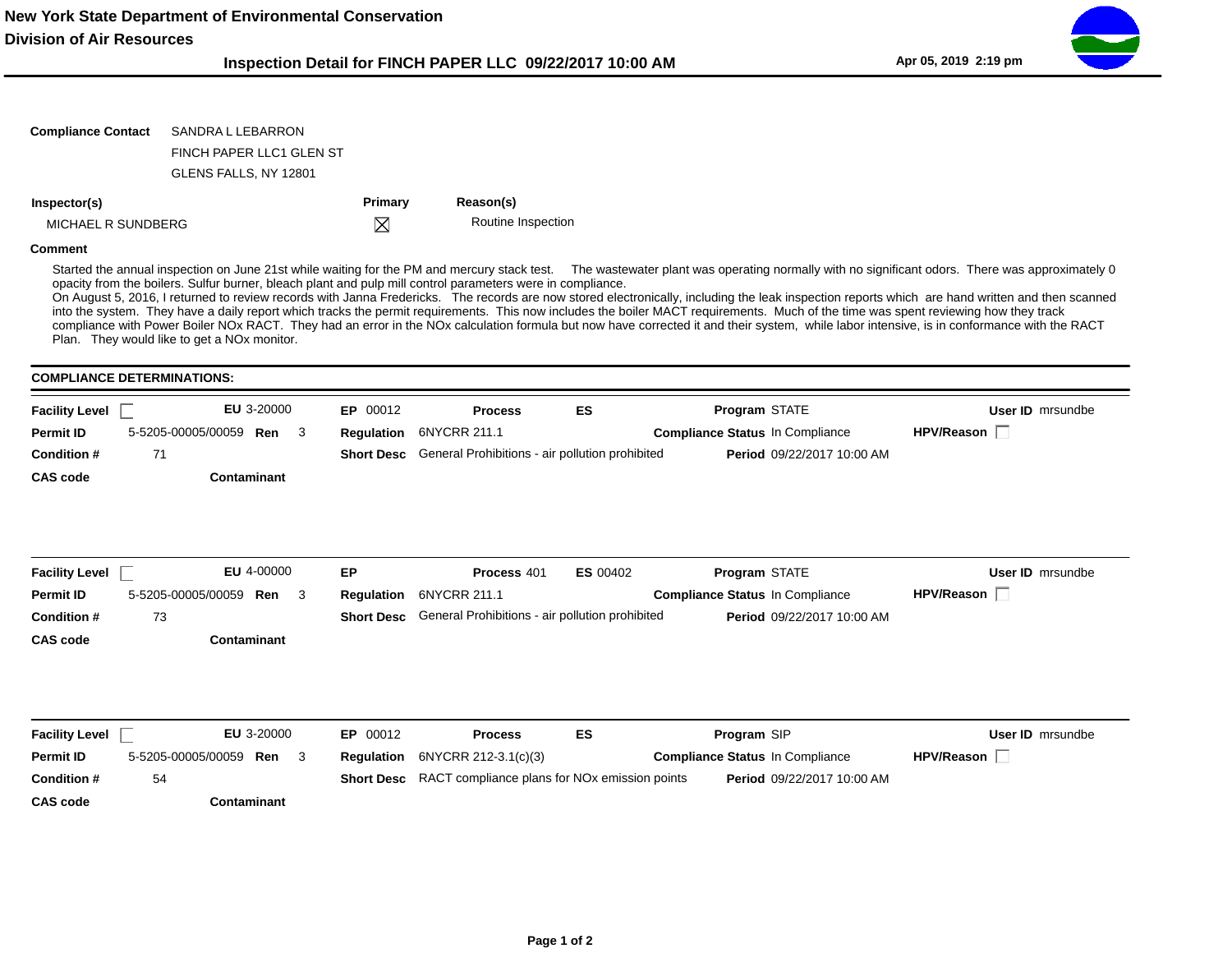**New York State Department of Environmental Conservation**
**Division of Air Resources**

## Inspection Detail for FINCH PAPER LLC 09/22/2017 10:00 AM

Apr 05, 2019 2:19 pm

**Compliance Contact** SANDRA L LEBARRON
FINCH PAPER LLC1 GLEN ST
GLENS FALLS, NY 12801

| Inspector(s) | Primary | Reason(s) |
|---|---|---|
| MICHAEL R SUNDBERG | ☒ | Routine Inspection |

**Comment**

Started the annual inspection on June 21st while waiting for the PM and mercury stack test. The wastewater plant was operating normally with no significant odors. There was approximately 0 opacity from the boilers. Sulfur burner, bleach plant and pulp mill control parameters were in compliance.
On August 5, 2016, I returned to review records with Janna Fredericks. The records are now stored electronically, including the leak inspection reports which are hand written and then scanned into the system. They have a daily report which tracks the permit requirements. This now includes the boiler MACT requirements. Much of the time was spent reviewing how they track compliance with Power Boiler NOx RACT. They had an error in the NOx calculation formula but now have corrected it and their system, while labor intensive, is in conformance with the RACT Plan. They would like to get a NOx monitor.

**COMPLIANCE DETERMINATIONS:**

**Facility Level** ☐ **EU** 3-20000 **EP** 00012 **Process** **ES** **Program** STATE **User ID** mrsundbe
**Permit ID** 5-5205-00005/00059 **Ren** 3 **Regulation** 6NYCRR 211.1 **Compliance Status** In Compliance **HPV/Reason** ☐
**Condition #** 71 **Short Desc** General Prohibitions - air pollution prohibited **Period** 09/22/2017 10:00 AM
**CAS code** **Contaminant**

---

**Facility Level** ☐ **EU** 4-00000 **EP** **Process** 401 **ES** 00402 **Program** STATE **User ID** mrsundbe
**Permit ID** 5-5205-00005/00059 **Ren** 3 **Regulation** 6NYCRR 211.1 **Compliance Status** In Compliance **HPV/Reason** ☐
**Condition #** 73 **Short Desc** General Prohibitions - air pollution prohibited **Period** 09/22/2017 10:00 AM
**CAS code** **Contaminant**

---

**Facility Level** ☐ **EU** 3-20000 **EP** 00012 **Process** **ES** **Program** SIP **User ID** mrsundbe
**Permit ID** 5-5205-00005/00059 **Ren** 3 **Regulation** 6NYCRR 212-3.1(c)(3) **Compliance Status** In Compliance **HPV/Reason** ☐
**Condition #** 54 **Short Desc** RACT compliance plans for NOx emission points **Period** 09/22/2017 10:00 AM
**CAS code** **Contaminant**